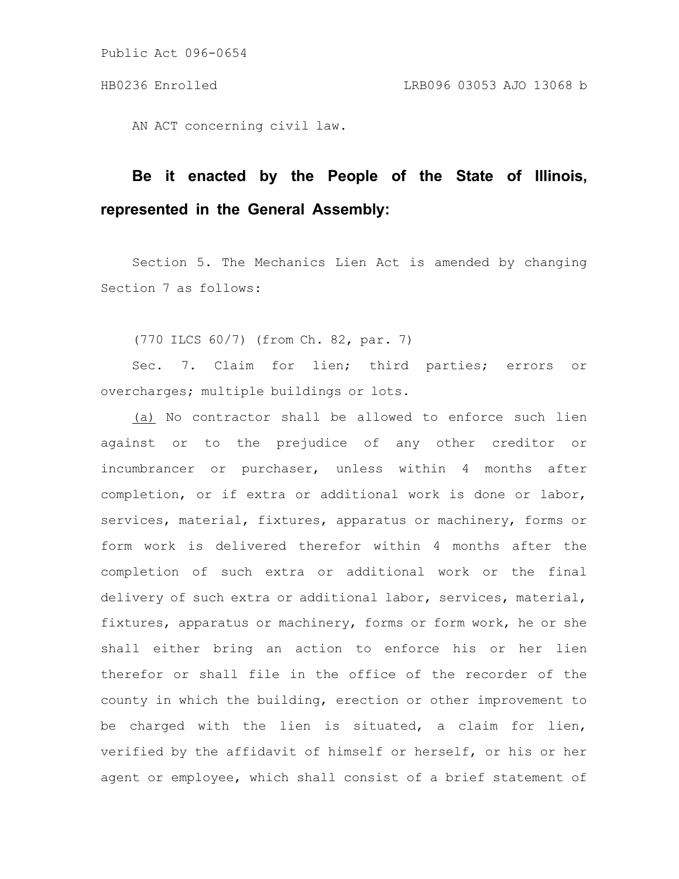Public Act 096-0654

HB0236 Enrolled LRB096 03053 AJO 13068 b

AN ACT concerning civil law.

**Be it enacted by the People of the State of Illinois, represented in the General Assembly:**

Section 5. The Mechanics Lien Act is amended by changing Section 7 as follows:

(770 ILCS 60/7) (from Ch. 82, par. 7)

Sec. 7. Claim for lien; third parties; errors or overcharges; multiple buildings or lots.

(a) No contractor shall be allowed to enforce such lien against or to the prejudice of any other creditor or incumbrancer or purchaser, unless within 4 months after completion, or if extra or additional work is done or labor, services, material, fixtures, apparatus or machinery, forms or form work is delivered therefor within 4 months after the completion of such extra or additional work or the final delivery of such extra or additional labor, services, material, fixtures, apparatus or machinery, forms or form work, he or she shall either bring an action to enforce his or her lien therefor or shall file in the office of the recorder of the county in which the building, erection or other improvement to be charged with the lien is situated, a claim for lien, verified by the affidavit of himself or herself, or his or her agent or employee, which shall consist of a brief statement of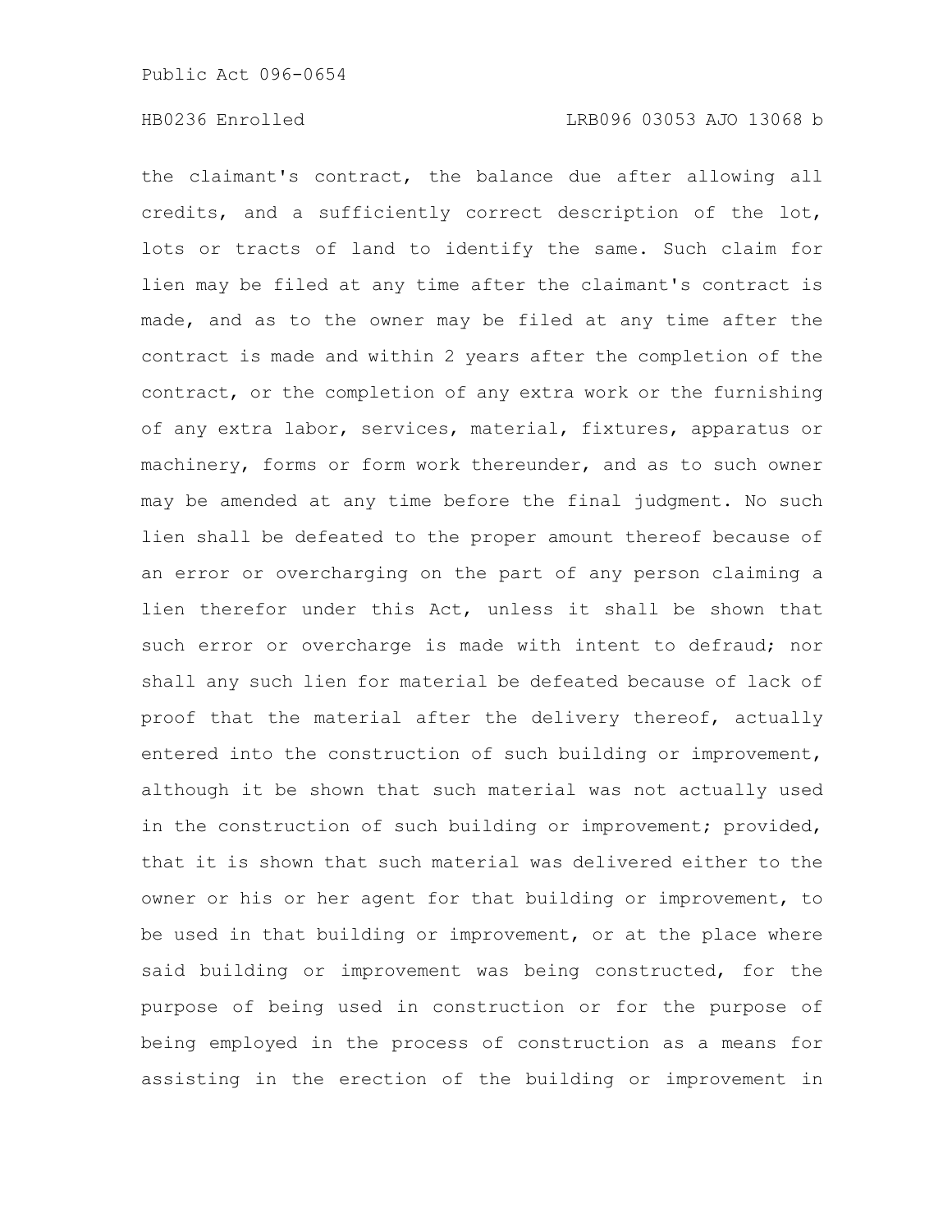the claimant's contract, the balance due after allowing all credits, and a sufficiently correct description of the lot, lots or tracts of land to identify the same. Such claim for lien may be filed at any time after the claimant's contract is made, and as to the owner may be filed at any time after the contract is made and within 2 years after the completion of the contract, or the completion of any extra work or the furnishing of any extra labor, services, material, fixtures, apparatus or machinery, forms or form work thereunder, and as to such owner may be amended at any time before the final judgment. No such lien shall be defeated to the proper amount thereof because of an error or overcharging on the part of any person claiming a lien therefor under this Act, unless it shall be shown that such error or overcharge is made with intent to defraud; nor shall any such lien for material be defeated because of lack of proof that the material after the delivery thereof, actually entered into the construction of such building or improvement, although it be shown that such material was not actually used in the construction of such building or improvement; provided, that it is shown that such material was delivered either to the owner or his or her agent for that building or improvement, to be used in that building or improvement, or at the place where said building or improvement was being constructed, for the purpose of being used in construction or for the purpose of being employed in the process of construction as a means for assisting in the erection of the building or improvement in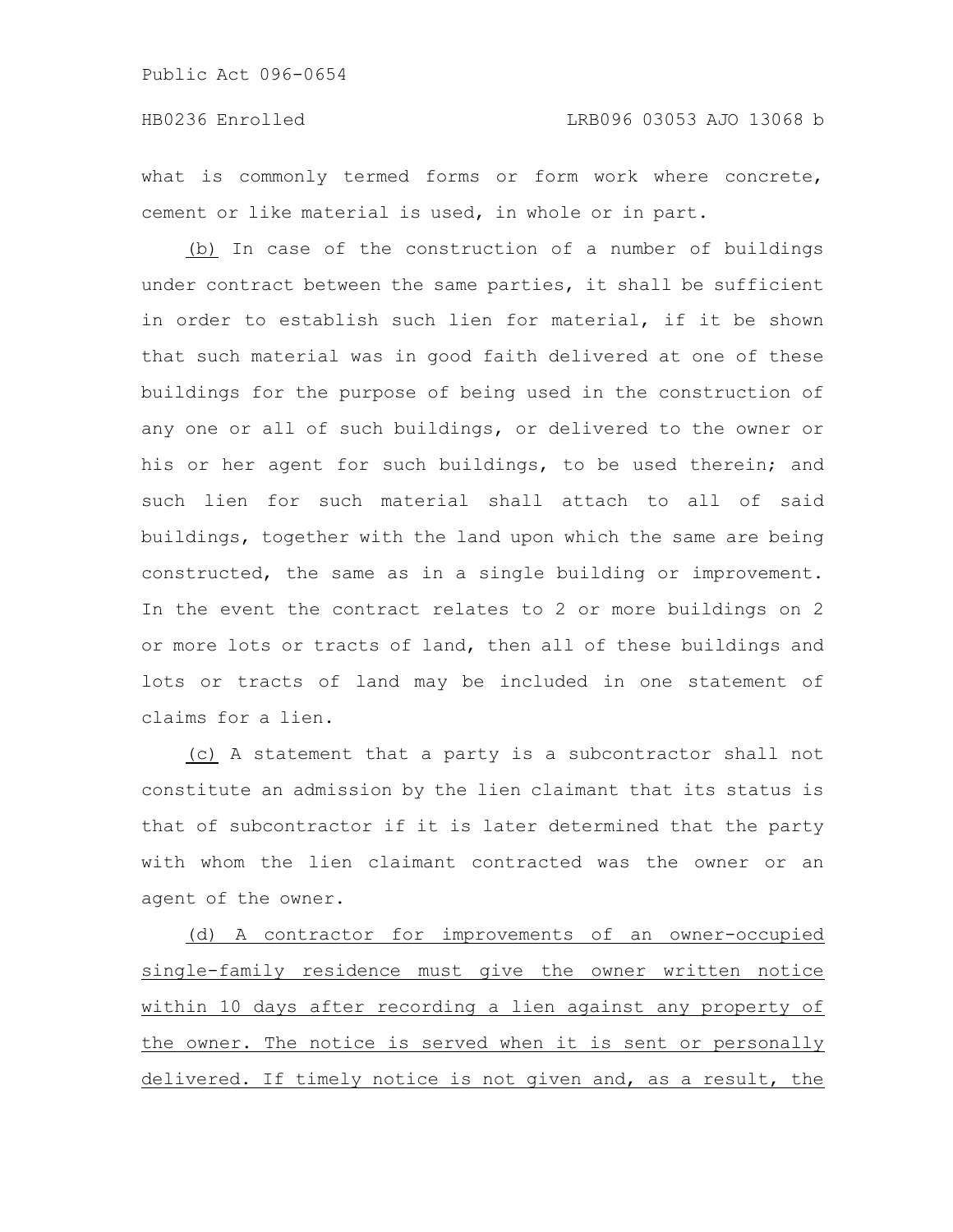what is commonly termed forms or form work where concrete, cement or like material is used, in whole or in part.

(b) In case of the construction of a number of buildings under contract between the same parties, it shall be sufficient in order to establish such lien for material, if it be shown that such material was in good faith delivered at one of these buildings for the purpose of being used in the construction of any one or all of such buildings, or delivered to the owner or his or her agent for such buildings, to be used therein; and such lien for such material shall attach to all of said buildings, together with the land upon which the same are being constructed, the same as in a single building or improvement. In the event the contract relates to 2 or more buildings on 2 or more lots or tracts of land, then all of these buildings and lots or tracts of land may be included in one statement of claims for a lien.

(c) A statement that a party is a subcontractor shall not constitute an admission by the lien claimant that its status is that of subcontractor if it is later determined that the party with whom the lien claimant contracted was the owner or an agent of the owner.

(d) A contractor for improvements of an owner-occupied single-family residence must give the owner written notice within 10 days after recording a lien against any property of the owner. The notice is served when it is sent or personally delivered. If timely notice is not given and, as a result, the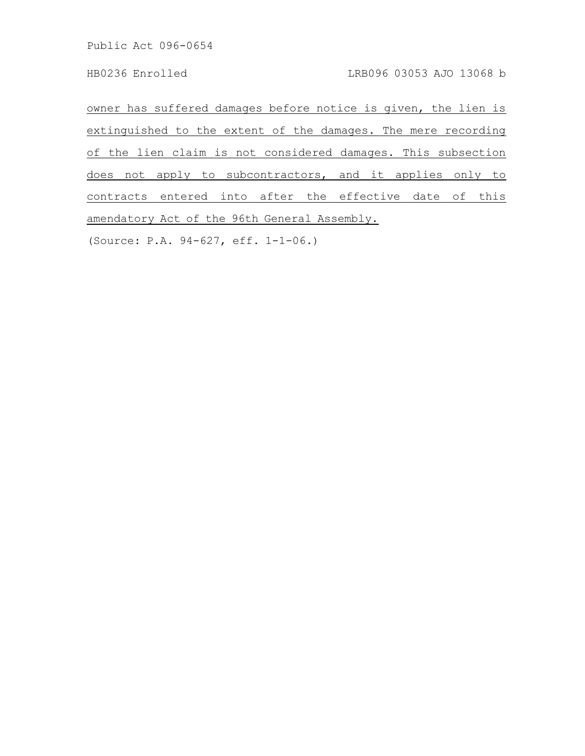owner has suffered damages before notice is given, the lien is extinguished to the extent of the damages. The mere recording of the lien claim is not considered damages. This subsection does not apply to subcontractors, and it applies only to contracts entered into after the effective date of this amendatory Act of the 96th General Assembly.

(Source: P.A. 94-627, eff. 1-1-06.)